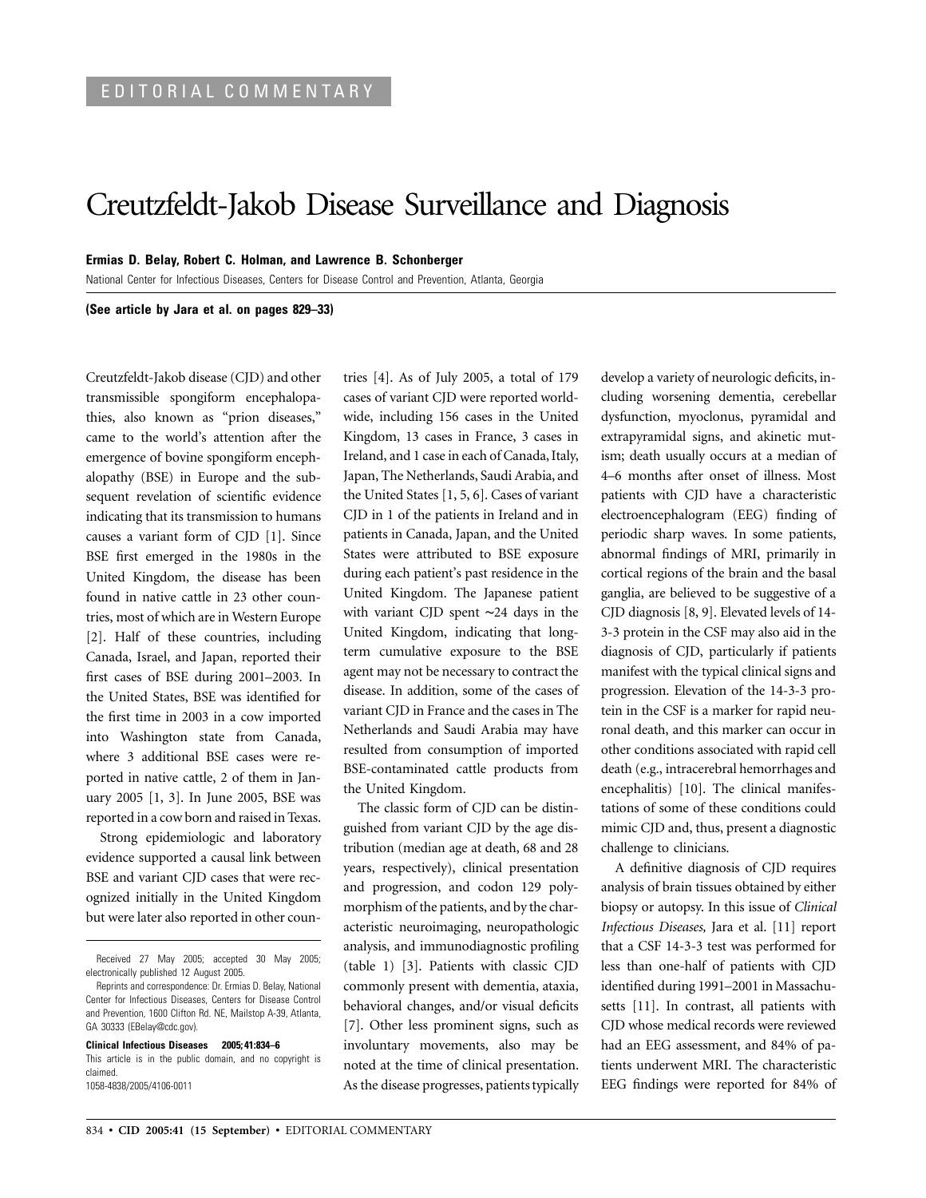EDITORIAL COMMENTARY

# Creutzfeldt-Jakob Disease Surveillance and Diagnosis

**Ermias D. Belay, Robert C. Holman, and Lawrence B. Schonberger**

National Center for Infectious Diseases, Centers for Disease Control and Prevention, Atlanta, Georgia

**(See article by Jara et al. on pages 829–33)**

Creutzfeldt-Jakob disease (CJD) and other transmissible spongiform encephalopathies, also known as "prion diseases," came to the world's attention after the emergence of bovine spongiform encephalopathy (BSE) in Europe and the subsequent revelation of scientific evidence indicating that its transmission to humans causes a variant form of CJD [1]. Since BSE first emerged in the 1980s in the United Kingdom, the disease has been found in native cattle in 23 other countries, most of which are in Western Europe [2]. Half of these countries, including Canada, Israel, and Japan, reported their first cases of BSE during 2001–2003. In the United States, BSE was identified for the first time in 2003 in a cow imported into Washington state from Canada, where 3 additional BSE cases were reported in native cattle, 2 of them in January 2005 [1, 3]. In June 2005, BSE was reported in a cow born and raised in Texas.

Strong epidemiologic and laboratory evidence supported a causal link between BSE and variant CJD cases that were recognized initially in the United Kingdom but were later also reported in other countries [4]. As of July 2005, a total of 179 cases of variant CJD were reported worldwide, including 156 cases in the United Kingdom, 13 cases in France, 3 cases in Ireland, and 1 case in each of Canada, Italy, Japan, The Netherlands, Saudi Arabia, and the United States [1, 5, 6]. Cases of variant CJD in 1 of the patients in Ireland and in patients in Canada, Japan, and the United States were attributed to BSE exposure during each patient's past residence in the United Kingdom. The Japanese patient with variant CJD spent ~24 days in the United Kingdom, indicating that long-term cumulative exposure to the BSE agent may not be necessary to contract the disease. In addition, some of the cases of variant CJD in France and the cases in The Netherlands and Saudi Arabia may have resulted from consumption of imported BSE-contaminated cattle products from the United Kingdom.

The classic form of CJD can be distinguished from variant CJD by the age distribution (median age at death, 68 and 28 years, respectively), clinical presentation and progression, and codon 129 polymorphism of the patients, and by the characteristic neuroimaging, neuropathologic analysis, and immunodiagnostic profiling (table 1) [3]. Patients with classic CJD commonly present with dementia, ataxia, behavioral changes, and/or visual deficits [7]. Other less prominent signs, such as involuntary movements, also may be noted at the time of clinical presentation. As the disease progresses, patients typically develop a variety of neurologic deficits, including worsening dementia, cerebellar dysfunction, myoclonus, pyramidal and extrapyramidal signs, and akinetic mutism; death usually occurs at a median of 4–6 months after onset of illness. Most patients with CJD have a characteristic electroencephalogram (EEG) finding of periodic sharp waves. In some patients, abnormal findings of MRI, primarily in cortical regions of the brain and the basal ganglia, are believed to be suggestive of a CJD diagnosis [8, 9]. Elevated levels of 14-3-3 protein in the CSF may also aid in the diagnosis of CJD, particularly if patients manifest with the typical clinical signs and progression. Elevation of the 14-3-3 protein in the CSF is a marker for rapid neuronal death, and this marker can occur in other conditions associated with rapid cell death (e.g., intracerebral hemorrhages and encephalitis) [10]. The clinical manifestations of some of these conditions could mimic CJD and, thus, present a diagnostic challenge to clinicians.

A definitive diagnosis of CJD requires analysis of brain tissues obtained by either biopsy or autopsy. In this issue of *Clinical Infectious Diseases,* Jara et al. [11] report that a CSF 14-3-3 test was performed for less than one-half of patients with CJD identified during 1991–2001 in Massachusetts [11]. In contrast, all patients with CJD whose medical records were reviewed had an EEG assessment, and 84% of patients underwent MRI. The characteristic EEG findings were reported for 84% of

Received 27 May 2005; accepted 30 May 2005; electronically published 12 August 2005.

Reprints and correspondence: Dr. Ermias D. Belay, National Center for Infectious Diseases, Centers for Disease Control and Prevention, 1600 Clifton Rd. NE, Mailstop A-39, Atlanta, GA 30333 (EBelay@cdc.gov).

**Clinical Infectious Diseases 2005; 41:834–6**

This article is in the public domain, and no copyright is claimed.

1058-4838/2005/4106-0011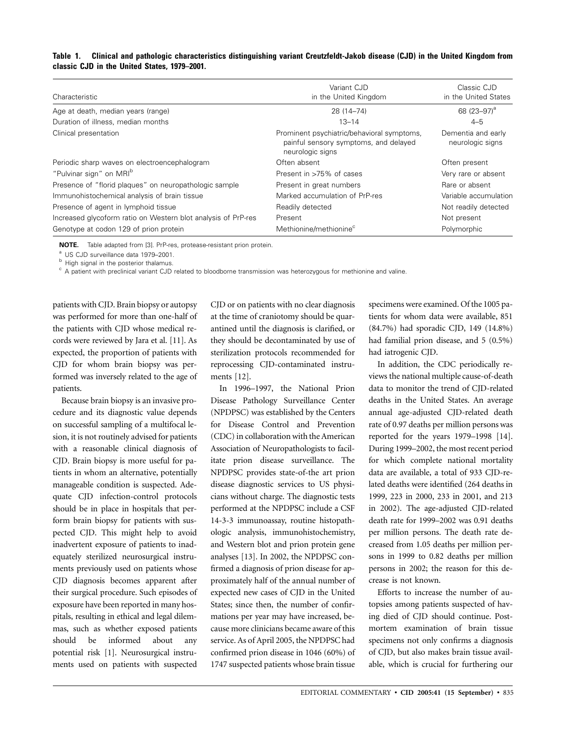**Table 1. Clinical and pathologic characteristics distinguishing variant Creutzfeldt-Jakob disease (CJD) in the United Kingdom from classic CJD in the United States, 1979–2001.**

| Characteristic | Variant CJD in the United Kingdom | Classic CJD in the United States |
|---|---|---|
| Age at death, median years (range) | 28 (14–74) | 68 (23–97)[a] |
| Duration of illness, median months | 13–14 | 4–5 |
| Clinical presentation | Prominent psychiatric/behavioral symptoms, painful sensory symptoms, and delayed neurologic signs | Dementia and early neurologic signs |
| Periodic sharp waves on electroencephalogram | Often absent | Often present |
| "Pulvinar sign" on MRI[b] | Present in >75% of cases | Very rare or absent |
| Presence of "florid plaques" on neuropathologic sample | Present in great numbers | Rare or absent |
| Immunohistochemical analysis of brain tissue | Marked accumulation of PrP-res | Variable accumulation |
| Presence of agent in lymphoid tissue | Readily detected | Not readily detected |
| Increased glycoform ratio on Western blot analysis of PrP-res | Present | Not present |
| Genotype at codon 129 of prion protein | Methionine/methionine[c] | Polymorphic |

**NOTE.** Table adapted from [3]. PrP-res, protease-resistant prion protein.

[a] US CJD surveillance data 1979–2001.

[b] High signal in the posterior thalamus.

[c] A patient with preclinical variant CJD related to bloodborne transmission was heterozygous for methionine and valine.

patients with CJD. Brain biopsy or autopsy was performed for more than one-half of the patients with CJD whose medical records were reviewed by Jara et al. [11]. As expected, the proportion of patients with CJD for whom brain biopsy was performed was inversely related to the age of patients.

Because brain biopsy is an invasive procedure and its diagnostic value depends on successful sampling of a multifocal lesion, it is not routinely advised for patients with a reasonable clinical diagnosis of CJD. Brain biopsy is more useful for patients in whom an alternative, potentially manageable condition is suspected. Adequate CJD infection-control protocols should be in place in hospitals that perform brain biopsy for patients with suspected CJD. This might help to avoid inadvertent exposure of patients to inadequately sterilized neurosurgical instruments previously used on patients whose CJD diagnosis becomes apparent after their surgical procedure. Such episodes of exposure have been reported in many hospitals, resulting in ethical and legal dilemmas, such as whether exposed patients should be informed about any potential risk [1]. Neurosurgical instruments used on patients with suspected CJD or on patients with no clear diagnosis at the time of craniotomy should be quarantined until the diagnosis is clarified, or they should be decontaminated by use of sterilization protocols recommended for reprocessing CJD-contaminated instruments [12].

In 1996–1997, the National Prion Disease Pathology Surveillance Center (NPDPSC) was established by the Centers for Disease Control and Prevention (CDC) in collaboration with the American Association of Neuropathologists to facilitate prion disease surveillance. The NPDPSC provides state-of-the art prion disease diagnostic services to US physicians without charge. The diagnostic tests performed at the NPDPSC include a CSF 14-3-3 immunoassay, routine histopathologic analysis, immunohistochemistry, and Western blot and prion protein gene analyses [13]. In 2002, the NPDPSC confirmed a diagnosis of prion disease for approximately half of the annual number of expected new cases of CJD in the United States; since then, the number of confirmations per year may have increased, because more clinicians became aware of this service. As of April 2005, the NPDPSC had confirmed prion disease in 1046 (60%) of 1747 suspected patients whose brain tissue specimens were examined. Of the 1005 patients for whom data were available, 851 (84.7%) had sporadic CJD, 149 (14.8%) had familial prion disease, and 5 (0.5%) had iatrogenic CJD.

In addition, the CDC periodically reviews the national multiple cause-of-death data to monitor the trend of CJD-related deaths in the United States. An average annual age-adjusted CJD-related death rate of 0.97 deaths per million persons was reported for the years 1979–1998 [14]. During 1999–2002, the most recent period for which complete national mortality data are available, a total of 933 CJD-related deaths were identified (264 deaths in 1999, 223 in 2000, 233 in 2001, and 213 in 2002). The age-adjusted CJD-related death rate for 1999–2002 was 0.91 deaths per million persons. The death rate decreased from 1.05 deaths per million persons in 1999 to 0.82 deaths per million persons in 2002; the reason for this decrease is not known.

Efforts to increase the number of autopsies among patients suspected of having died of CJD should continue. Postmortem examination of brain tissue specimens not only confirms a diagnosis of CJD, but also makes brain tissue available, which is crucial for furthering our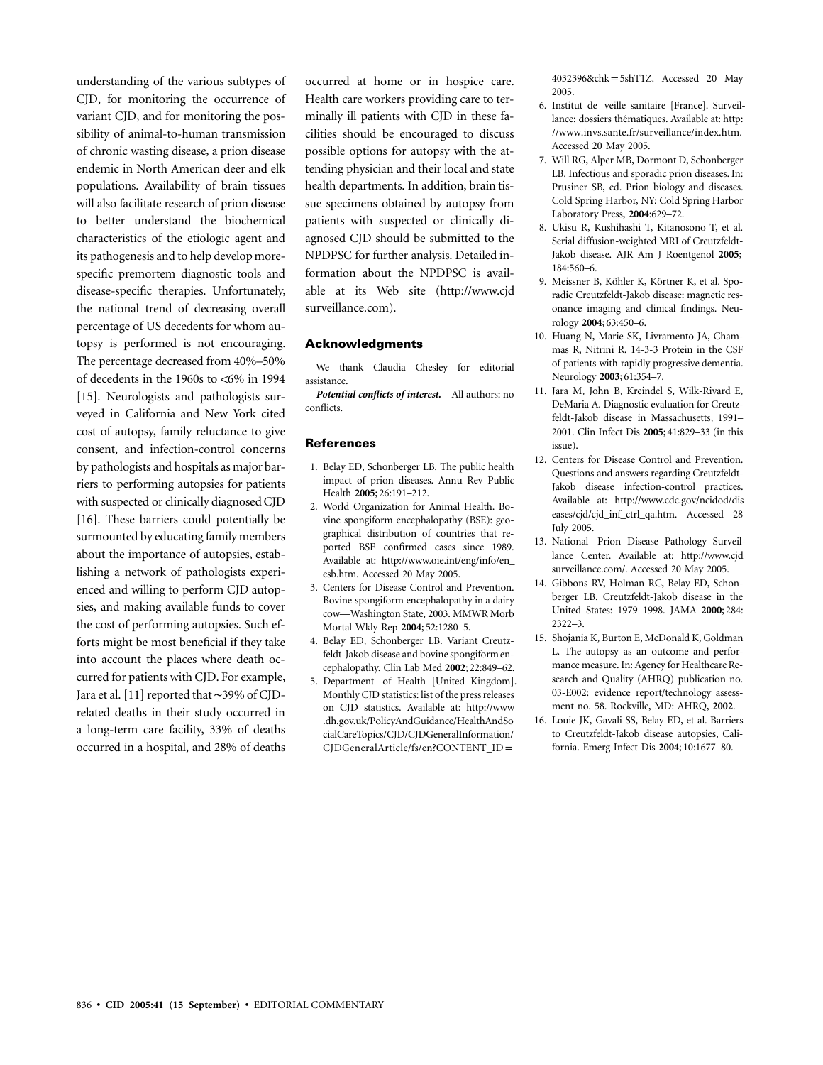understanding of the various subtypes of CJD, for monitoring the occurrence of variant CJD, and for monitoring the possibility of animal-to-human transmission of chronic wasting disease, a prion disease endemic in North American deer and elk populations. Availability of brain tissues will also facilitate research of prion disease to better understand the biochemical characteristics of the etiologic agent and its pathogenesis and to help develop more-specific premortem diagnostic tools and disease-specific therapies. Unfortunately, the national trend of decreasing overall percentage of US decedents for whom autopsy is performed is not encouraging. The percentage decreased from 40%–50% of decedents in the 1960s to <6% in 1994 [15]. Neurologists and pathologists surveyed in California and New York cited cost of autopsy, family reluctance to give consent, and infection-control concerns by pathologists and hospitals as major barriers to performing autopsies for patients with suspected or clinically diagnosed CJD [16]. These barriers could potentially be surmounted by educating family members about the importance of autopsies, establishing a network of pathologists experienced and willing to perform CJD autopsies, and making available funds to cover the cost of performing autopsies. Such efforts might be most beneficial if they take into account the places where death occurred for patients with CJD. For example, Jara et al. [11] reported that ~39% of CJD-related deaths in their study occurred in a long-term care facility, 33% of deaths occurred in a hospital, and 28% of deaths occurred at home or in hospice care. Health care workers providing care to terminally ill patients with CJD in these facilities should be encouraged to discuss possible options for autopsy with the attending physician and their local and state health departments. In addition, brain tissue specimens obtained by autopsy from patients with suspected or clinically diagnosed CJD should be submitted to the NPDPSC for further analysis. Detailed information about the NPDPSC is available at its Web site (http://www.cjdsurveillance.com).

## Acknowledgments

We thank Claudia Chesley for editorial assistance.

***Potential conflicts of interest.*** All authors: no conflicts.

## References

1. Belay ED, Schonberger LB. The public health impact of prion diseases. Annu Rev Public Health **2005**; 26:191–212.
2. World Organization for Animal Health. Bovine spongiform encephalopathy (BSE): geographical distribution of countries that reported BSE confirmed cases since 1989. Available at: http://www.oie.int/eng/info/en_esb.htm. Accessed 20 May 2005.
3. Centers for Disease Control and Prevention. Bovine spongiform encephalopathy in a dairy cow—Washington State, 2003. MMWR Morb Mortal Wkly Rep **2004**; 52:1280–5.
4. Belay ED, Schonberger LB. Variant Creutzfeldt-Jakob disease and bovine spongiform encephalopathy. Clin Lab Med **2002**; 22:849–62.
5. Department of Health [United Kingdom]. Monthly CJD statistics: list of the press releases on CJD statistics. Available at: http://www.dh.gov.uk/PolicyAndGuidance/HealthAndSocialCareTopics/CJD/CJDGeneralInformation/CJDGeneralArticle/fs/en?CONTENT_ID=4032396&chk=5shT1Z. Accessed 20 May 2005.
6. Institut de veille sanitaire [France]. Surveillance: dossiers thématiques. Available at: http://www.invs.sante.fr/surveillance/index.htm. Accessed 20 May 2005.
7. Will RG, Alper MB, Dormont D, Schonberger LB. Infectious and sporadic prion diseases. In: Prusiner SB, ed. Prion biology and diseases. Cold Spring Harbor, NY: Cold Spring Harbor Laboratory Press, **2004**:629–72.
8. Ukisu R, Kushihashi T, Kitanosono T, et al. Serial diffusion-weighted MRI of Creutzfeldt-Jakob disease. AJR Am J Roentgenol **2005**; 184:560–6.
9. Meissner B, Köhler K, Körtner K, et al. Sporadic Creutzfeldt-Jakob disease: magnetic resonance imaging and clinical findings. Neurology **2004**; 63:450–6.
10. Huang N, Marie SK, Livramento JA, Chammas R, Nitrini R. 14-3-3 Protein in the CSF of patients with rapidly progressive dementia. Neurology **2003**; 61:354–7.
11. Jara M, John B, Kreindel S, Wilk-Rivard E, DeMaria A. Diagnostic evaluation for Creutzfeldt-Jakob disease in Massachusetts, 1991–2001. Clin Infect Dis **2005**; 41:829–33 (in this issue).
12. Centers for Disease Control and Prevention. Questions and answers regarding Creutzfeldt-Jakob disease infection-control practices. Available at: http://www.cdc.gov/ncidod/diseases/cjd/cjd_inf_ctrl_qa.htm. Accessed 28 July 2005.
13. National Prion Disease Pathology Surveillance Center. Available at: http://www.cjdsurveillance.com/. Accessed 20 May 2005.
14. Gibbons RV, Holman RC, Belay ED, Schonberger LB. Creutzfeldt-Jakob disease in the United States: 1979–1998. JAMA **2000**; 284:2322–3.
15. Shojania K, Burton E, McDonald K, Goldman L. The autopsy as an outcome and performance measure. In: Agency for Healthcare Research and Quality (AHRQ) publication no. 03-E002: evidence report/technology assessment no. 58. Rockville, MD: AHRQ, **2002**.
16. Louie JK, Gavali SS, Belay ED, et al. Barriers to Creutzfeldt-Jakob disease autopsies, California. Emerg Infect Dis **2004**; 10:1677–80.